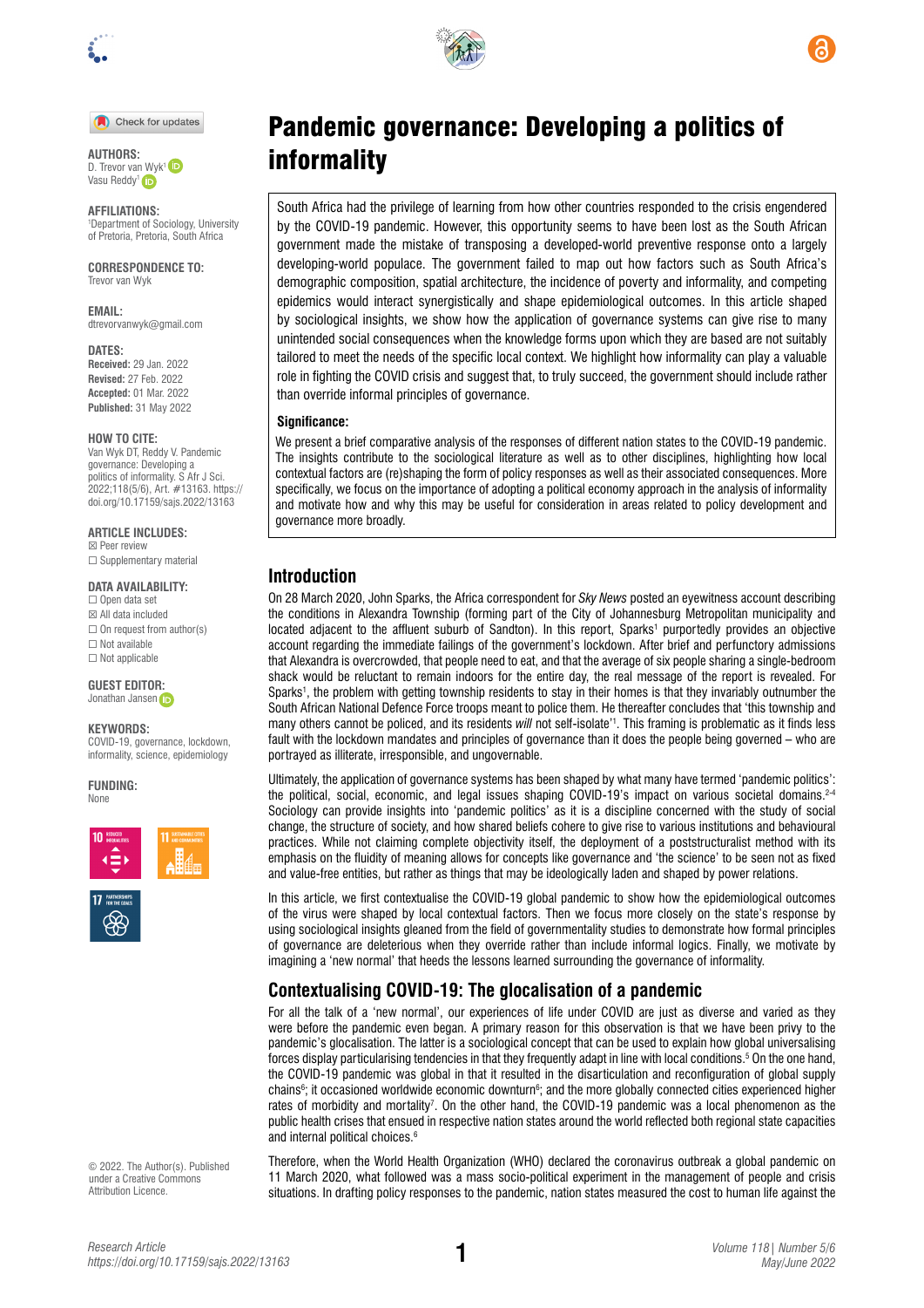# Pandemic governance: Developing a politics of informality

**AUTHORS:**
D. Trevor van Wyk[1]
Vasu Reddy[1]

**AFFILIATIONS:**
[1]Department of Sociology, University of Pretoria, Pretoria, South Africa

**CORRESPONDENCE TO:**
Trevor van Wyk

**EMAIL:**
dtrevorvanwyk@gmail.com

**DATES:**
**Received:** 29 Jan. 2022
**Revised:** 27 Feb. 2022
**Accepted:** 01 Mar. 2022
**Published:** 31 May 2022

**HOW TO CITE:**
Van Wyk DT, Reddy V. Pandemic governance: Developing a politics of informality. S Afr J Sci. 2022;118(5/6), Art. #13163. https://doi.org/10.17159/sajs.2022/13163

**ARTICLE INCLUDES:**
☒ Peer review
☐ Supplementary material

**DATA AVAILABILITY:**
☐ Open data set
☒ All data included
☐ On request from author(s)
☐ Not available
☐ Not applicable

**GUEST EDITOR:**
Jonathan Jansen

**KEYWORDS:**
COVID-19, governance, lockdown, informality, science, epidemiology

**FUNDING:**
None

© 2022. The Author(s). Published under a Creative Commons Attribution Licence.

South Africa had the privilege of learning from how other countries responded to the crisis engendered by the COVID-19 pandemic. However, this opportunity seems to have been lost as the South African government made the mistake of transposing a developed-world preventive response onto a largely developing-world populace. The government failed to map out how factors such as South Africa's demographic composition, spatial architecture, the incidence of poverty and informality, and competing epidemics would interact synergistically and shape epidemiological outcomes. In this article shaped by sociological insights, we show how the application of governance systems can give rise to many unintended social consequences when the knowledge forms upon which they are based are not suitably tailored to meet the needs of the specific local context. We highlight how informality can play a valuable role in fighting the COVID crisis and suggest that, to truly succeed, the government should include rather than override informal principles of governance.

**Significance:**

We present a brief comparative analysis of the responses of different nation states to the COVID-19 pandemic. The insights contribute to the sociological literature as well as to other disciplines, highlighting how local contextual factors are (re)shaping the form of policy responses as well as their associated consequences. More specifically, we focus on the importance of adopting a political economy approach in the analysis of informality and motivate how and why this may be useful for consideration in areas related to policy development and governance more broadly.

## Introduction

On 28 March 2020, John Sparks, the Africa correspondent for *Sky News* posted an eyewitness account describing the conditions in Alexandra Township (forming part of the City of Johannesburg Metropolitan municipality and located adjacent to the affluent suburb of Sandton). In this report, Sparks[1] purportedly provides an objective account regarding the immediate failings of the government's lockdown. After brief and perfunctory admissions that Alexandra is overcrowded, that people need to eat, and that the average of six people sharing a single-bedroom shack would be reluctant to remain indoors for the entire day, the real message of the report is revealed. For Sparks[1], the problem with getting township residents to stay in their homes is that they invariably outnumber the South African National Defence Force troops meant to police them. He thereafter concludes that 'this township and many others cannot be policed, and its residents *will* not self-isolate'[1]. This framing is problematic as it finds less fault with the lockdown mandates and principles of governance than it does the people being governed – who are portrayed as illiterate, irresponsible, and ungovernable.

Ultimately, the application of governance systems has been shaped by what many have termed 'pandemic politics': the political, social, economic, and legal issues shaping COVID-19's impact on various societal domains.[2-4] Sociology can provide insights into 'pandemic politics' as it is a discipline concerned with the study of social change, the structure of society, and how shared beliefs cohere to give rise to various institutions and behavioural practices. While not claiming complete objectivity itself, the deployment of a poststructuralist method with its emphasis on the fluidity of meaning allows for concepts like governance and 'the science' to be seen not as fixed and value-free entities, but rather as things that may be ideologically laden and shaped by power relations.

In this article, we first contextualise the COVID-19 global pandemic to show how the epidemiological outcomes of the virus were shaped by local contextual factors. Then we focus more closely on the state's response by using sociological insights gleaned from the field of governmentality studies to demonstrate how formal principles of governance are deleterious when they override rather than include informal logics. Finally, we motivate by imagining a 'new normal' that heeds the lessons learned surrounding the governance of informality.

## Contextualising COVID-19: The glocalisation of a pandemic

For all the talk of a 'new normal', our experiences of life under COVID are just as diverse and varied as they were before the pandemic even began. A primary reason for this observation is that we have been privy to the pandemic's glocalisation. The latter is a sociological concept that can be used to explain how global universalising forces display particularising tendencies in that they frequently adapt in line with local conditions.[5] On the one hand, the COVID-19 pandemic was global in that it resulted in the disarticulation and reconfiguration of global supply chains[6]; it occasioned worldwide economic downturn[6]; and the more globally connected cities experienced higher rates of morbidity and mortality[7]. On the other hand, the COVID-19 pandemic was a local phenomenon as the public health crises that ensued in respective nation states around the world reflected both regional state capacities and internal political choices.[6]

Therefore, when the World Health Organization (WHO) declared the coronavirus outbreak a global pandemic on 11 March 2020, what followed was a mass socio-political experiment in the management of people and crisis situations. In drafting policy responses to the pandemic, nation states measured the cost to human life against the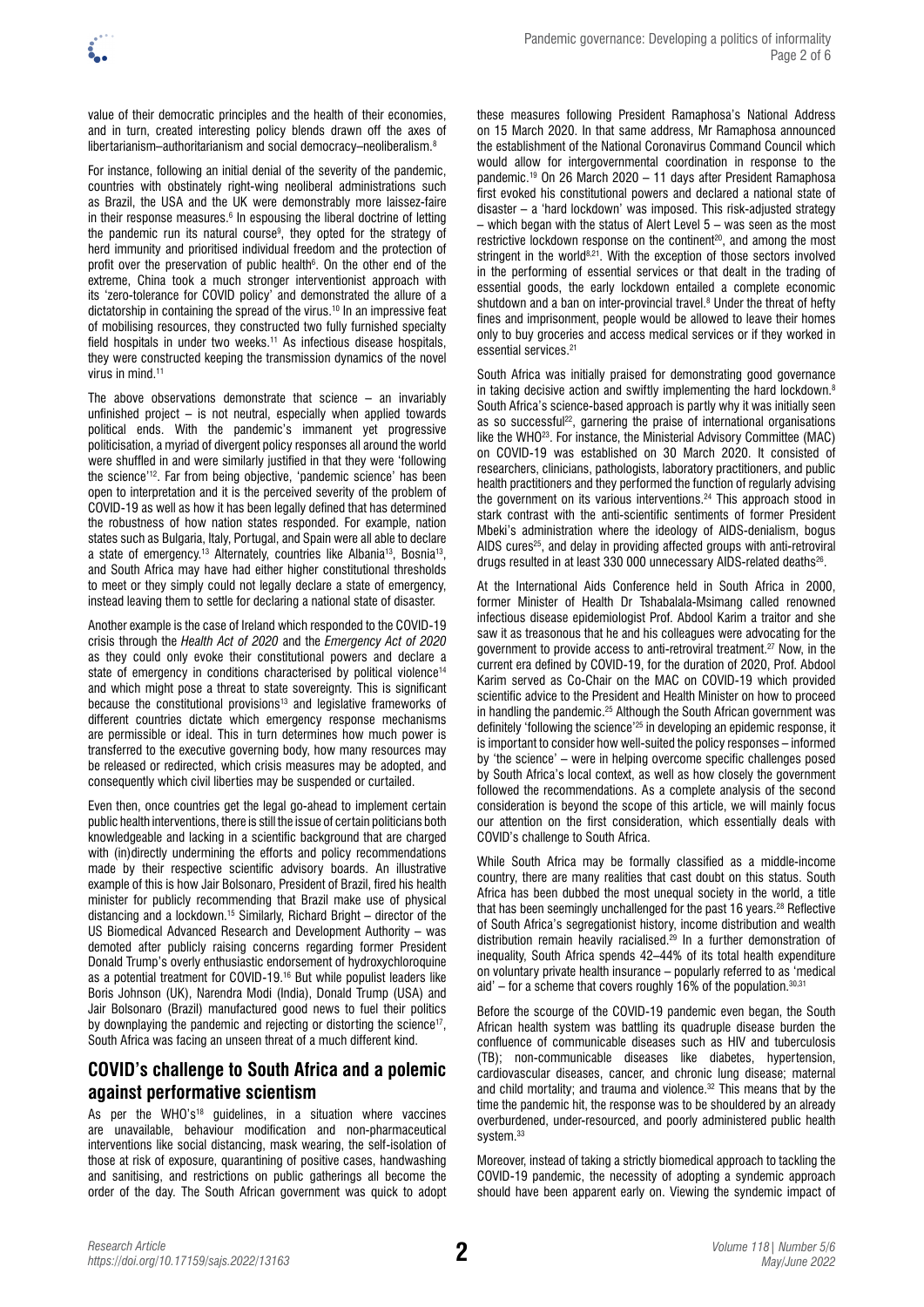value of their democratic principles and the health of their economies, and in turn, created interesting policy blends drawn off the axes of libertarianism–authoritarianism and social democracy–neoliberalism.[8]

For instance, following an initial denial of the severity of the pandemic, countries with obstinately right-wing neoliberal administrations such as Brazil, the USA and the UK were demonstrably more laissez-faire in their response measures.[6] In espousing the liberal doctrine of letting the pandemic run its natural course[9], they opted for the strategy of herd immunity and prioritised individual freedom and the protection of profit over the preservation of public health[6]. On the other end of the extreme, China took a much stronger interventionist approach with its 'zero-tolerance for COVID policy' and demonstrated the allure of a dictatorship in containing the spread of the virus.[10] In an impressive feat of mobilising resources, they constructed two fully furnished specialty field hospitals in under two weeks.[11] As infectious disease hospitals, they were constructed keeping the transmission dynamics of the novel virus in mind.[11]

The above observations demonstrate that science – an invariably unfinished project – is not neutral, especially when applied towards political ends. With the pandemic's immanent yet progressive politicisation, a myriad of divergent policy responses all around the world were shuffled in and were similarly justified in that they were 'following the science'[12]. Far from being objective, 'pandemic science' has been open to interpretation and it is the perceived severity of the problem of COVID-19 as well as how it has been legally defined that has determined the robustness of how nation states responded. For example, nation states such as Bulgaria, Italy, Portugal, and Spain were all able to declare a state of emergency.[13] Alternately, countries like Albania[13], Bosnia[13], and South Africa may have had either higher constitutional thresholds to meet or they simply could not legally declare a state of emergency, instead leaving them to settle for declaring a national state of disaster.

Another example is the case of Ireland which responded to the COVID-19 crisis through the *Health Act of 2020* and the *Emergency Act of 2020* as they could only evoke their constitutional powers and declare a state of emergency in conditions characterised by political violence[14] and which might pose a threat to state sovereignty. This is significant because the constitutional provisions[13] and legislative frameworks of different countries dictate which emergency response mechanisms are permissible or ideal. This in turn determines how much power is transferred to the executive governing body, how many resources may be released or redirected, which crisis measures may be adopted, and consequently which civil liberties may be suspended or curtailed.

Even then, once countries get the legal go-ahead to implement certain public health interventions, there is still the issue of certain politicians both knowledgeable and lacking in a scientific background that are charged with (in)directly undermining the efforts and policy recommendations made by their respective scientific advisory boards. An illustrative example of this is how Jair Bolsonaro, President of Brazil, fired his health minister for publicly recommending that Brazil make use of physical distancing and a lockdown.[15] Similarly, Richard Bright – director of the US Biomedical Advanced Research and Development Authority – was demoted after publicly raising concerns regarding former President Donald Trump's overly enthusiastic endorsement of hydroxychloroquine as a potential treatment for COVID-19.[16] But while populist leaders like Boris Johnson (UK), Narendra Modi (India), Donald Trump (USA) and Jair Bolsonaro (Brazil) manufactured good news to fuel their politics by downplaying the pandemic and rejecting or distorting the science[17], South Africa was facing an unseen threat of a much different kind.

## COVID's challenge to South Africa and a polemic against performative scientism

As per the WHO's[18] guidelines, in a situation where vaccines are unavailable, behaviour modification and non-pharmaceutical interventions like social distancing, mask wearing, the self-isolation of those at risk of exposure, quarantining of positive cases, handwashing and sanitising, and restrictions on public gatherings all become the order of the day. The South African government was quick to adopt these measures following President Ramaphosa's National Address on 15 March 2020. In that same address, Mr Ramaphosa announced the establishment of the National Coronavirus Command Council which would allow for intergovernmental coordination in response to the pandemic.[19] On 26 March 2020 – 11 days after President Ramaphosa first evoked his constitutional powers and declared a national state of disaster – a 'hard lockdown' was imposed. This risk-adjusted strategy – which began with the status of Alert Level 5 – was seen as the most restrictive lockdown response on the continent[20], and among the most stringent in the world[8,21]. With the exception of those sectors involved in the performing of essential services or that dealt in the trading of essential goods, the early lockdown entailed a complete economic shutdown and a ban on inter-provincial travel.[8] Under the threat of hefty fines and imprisonment, people would be allowed to leave their homes only to buy groceries and access medical services or if they worked in essential services.[21]

South Africa was initially praised for demonstrating good governance in taking decisive action and swiftly implementing the hard lockdown.[8] South Africa's science-based approach is partly why it was initially seen as so successful[22], garnering the praise of international organisations like the WHO[23]. For instance, the Ministerial Advisory Committee (MAC) on COVID-19 was established on 30 March 2020. It consisted of researchers, clinicians, pathologists, laboratory practitioners, and public health practitioners and they performed the function of regularly advising the government on its various interventions.[24] This approach stood in stark contrast with the anti-scientific sentiments of former President Mbeki's administration where the ideology of AIDS-denialism, bogus AIDS cures[25], and delay in providing affected groups with anti-retroviral drugs resulted in at least 330 000 unnecessary AIDS-related deaths[26].

At the International Aids Conference held in South Africa in 2000, former Minister of Health Dr Tshabalala-Msimang called renowned infectious disease epidemiologist Prof. Abdool Karim a traitor and she saw it as treasonous that he and his colleagues were advocating for the government to provide access to anti-retroviral treatment.[27] Now, in the current era defined by COVID-19, for the duration of 2020, Prof. Abdool Karim served as Co-Chair on the MAC on COVID-19 which provided scientific advice to the President and Health Minister on how to proceed in handling the pandemic.[25] Although the South African government was definitely 'following the science'[25] in developing an epidemic response, it is important to consider how well-suited the policy responses – informed by 'the science' – were in helping overcome specific challenges posed by South Africa's local context, as well as how closely the government followed the recommendations. As a complete analysis of the second consideration is beyond the scope of this article, we will mainly focus our attention on the first consideration, which essentially deals with COVID's challenge to South Africa.

While South Africa may be formally classified as a middle-income country, there are many realities that cast doubt on this status. South Africa has been dubbed the most unequal society in the world, a title that has been seemingly unchallenged for the past 16 years.[28] Reflective of South Africa's segregationist history, income distribution and wealth distribution remain heavily racialised.[29] In a further demonstration of inequality, South Africa spends 42–44% of its total health expenditure on voluntary private health insurance – popularly referred to as 'medical aid' – for a scheme that covers roughly 16% of the population.[30,31]

Before the scourge of the COVID-19 pandemic even began, the South African health system was battling its quadruple disease burden the confluence of communicable diseases such as HIV and tuberculosis (TB); non-communicable diseases like diabetes, hypertension, cardiovascular diseases, cancer, and chronic lung disease; maternal and child mortality; and trauma and violence.[32] This means that by the time the pandemic hit, the response was to be shouldered by an already overburdened, under-resourced, and poorly administered public health system.[33]

Moreover, instead of taking a strictly biomedical approach to tackling the COVID-19 pandemic, the necessity of adopting a syndemic approach should have been apparent early on. Viewing the syndemic impact of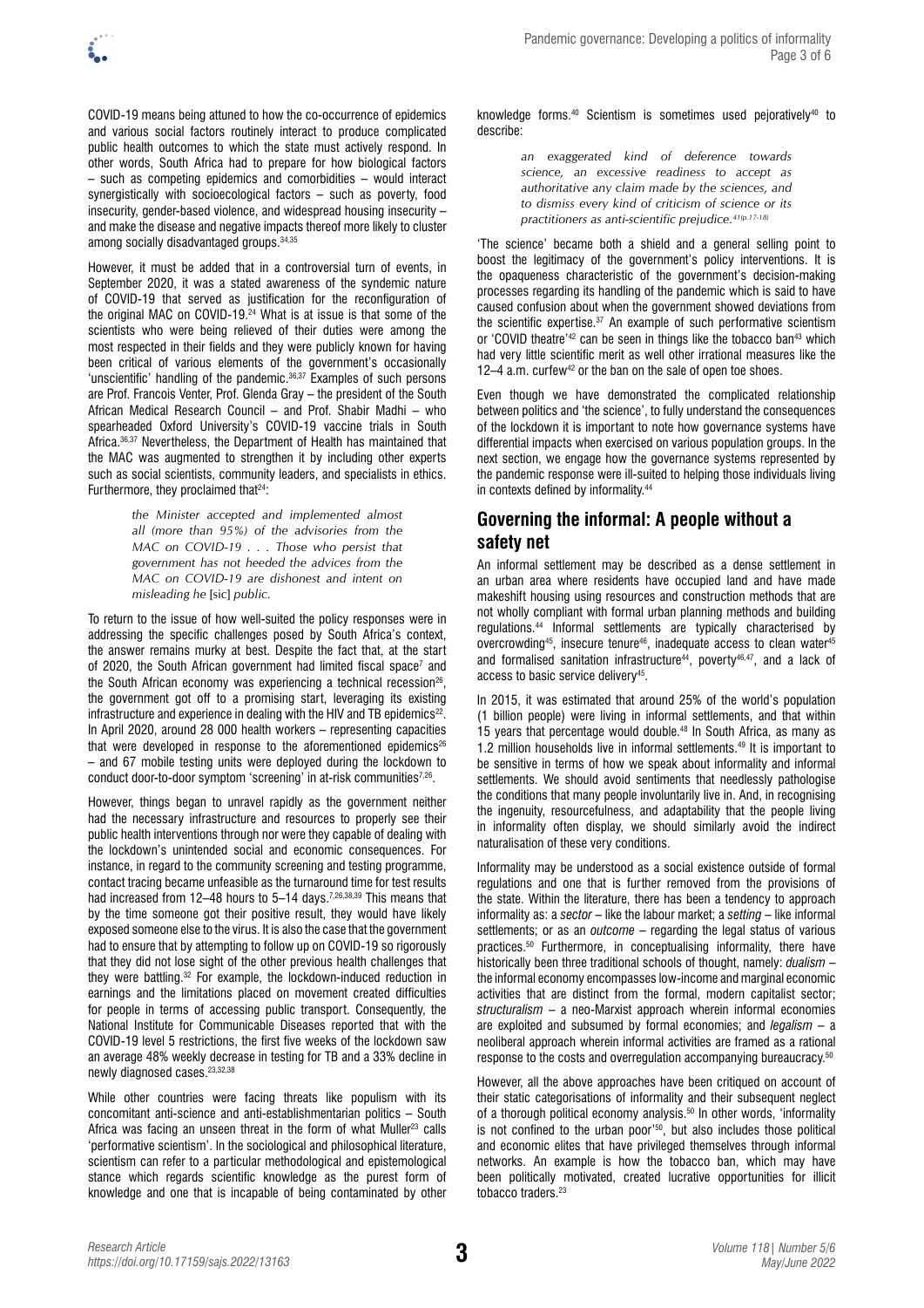COVID-19 means being attuned to how the co-occurrence of epidemics and various social factors routinely interact to produce complicated public health outcomes to which the state must actively respond. In other words, South Africa had to prepare for how biological factors – such as competing epidemics and comorbidities – would interact synergistically with socioecological factors – such as poverty, food insecurity, gender-based violence, and widespread housing insecurity – and make the disease and negative impacts thereof more likely to cluster among socially disadvantaged groups.[34,35]

However, it must be added that in a controversial turn of events, in September 2020, it was a stated awareness of the syndemic nature of COVID-19 that served as justification for the reconfiguration of the original MAC on COVID-19.[24] What is at issue is that some of the scientists who were being relieved of their duties were among the most respected in their fields and they were publicly known for having been critical of various elements of the government's occasionally 'unscientific' handling of the pandemic.[36,37] Examples of such persons are Prof. Francois Venter, Prof. Glenda Gray – the president of the South African Medical Research Council – and Prof. Shabir Madhi – who spearheaded Oxford University's COVID-19 vaccine trials in South Africa.[36,37] Nevertheless, the Department of Health has maintained that the MAC was augmented to strengthen it by including other experts such as social scientists, community leaders, and specialists in ethics. Furthermore, they proclaimed that[24]:

> *the Minister accepted and implemented almost all (more than 95%) of the advisories from the MAC on COVID-19 . . . Those who persist that government has not heeded the advices from the MAC on COVID-19 are dishonest and intent on misleading he* [sic] *public.*

To return to the issue of how well-suited the policy responses were in addressing the specific challenges posed by South Africa's context, the answer remains murky at best. Despite the fact that, at the start of 2020, the South African government had limited fiscal space[7] and the South African economy was experiencing a technical recession[26], the government got off to a promising start, leveraging its existing infrastructure and experience in dealing with the HIV and TB epidemics[22]. In April 2020, around 28 000 health workers – representing capacities that were developed in response to the aforementioned epidemics[26] – and 67 mobile testing units were deployed during the lockdown to conduct door-to-door symptom 'screening' in at-risk communities[7,26].

However, things began to unravel rapidly as the government neither had the necessary infrastructure and resources to properly see their public health interventions through nor were they capable of dealing with the lockdown's unintended social and economic consequences. For instance, in regard to the community screening and testing programme, contact tracing became unfeasible as the turnaround time for test results had increased from 12–48 hours to 5–14 days.[7,26,38,39] This means that by the time someone got their positive result, they would have likely exposed someone else to the virus. It is also the case that the government had to ensure that by attempting to follow up on COVID-19 so rigorously that they did not lose sight of the other previous health challenges that they were battling.[32] For example, the lockdown-induced reduction in earnings and the limitations placed on movement created difficulties for people in terms of accessing public transport. Consequently, the National Institute for Communicable Diseases reported that with the COVID-19 level 5 restrictions, the first five weeks of the lockdown saw an average 48% weekly decrease in testing for TB and a 33% decline in newly diagnosed cases.[23,32,38]

While other countries were facing threats like populism with its concomitant anti-science and anti-establishmentarian politics – South Africa was facing an unseen threat in the form of what Muller[23] calls 'performative scientism'. In the sociological and philosophical literature, scientism can refer to a particular methodological and epistemological stance which regards scientific knowledge as the purest form of knowledge and one that is incapable of being contaminated by other knowledge forms.[40] Scientism is sometimes used pejoratively[40] to describe:

> *an exaggerated kind of deference towards science, an excessive readiness to accept as authoritative any claim made by the sciences, and to dismiss every kind of criticism of science or its practitioners as anti-scientific prejudice.*[41(p.17-18)]

'The science' became both a shield and a general selling point to boost the legitimacy of the government's policy interventions. It is the opaqueness characteristic of the government's decision-making processes regarding its handling of the pandemic which is said to have caused confusion about when the government showed deviations from the scientific expertise.[37] An example of such performative scientism or 'COVID theatre'[42] can be seen in things like the tobacco ban[43] which had very little scientific merit as well other irrational measures like the 12–4 a.m. curfew[42] or the ban on the sale of open toe shoes.

Even though we have demonstrated the complicated relationship between politics and 'the science', to fully understand the consequences of the lockdown it is important to note how governance systems have differential impacts when exercised on various population groups. In the next section, we engage how the governance systems represented by the pandemic response were ill-suited to helping those individuals living in contexts defined by informality.[44]

## Governing the informal: A people without a safety net

An informal settlement may be described as a dense settlement in an urban area where residents have occupied land and have made makeshift housing using resources and construction methods that are not wholly compliant with formal urban planning methods and building regulations.[44] Informal settlements are typically characterised by overcrowding[45], insecure tenure[46], inadequate access to clean water[45] and formalised sanitation infrastructure[44], poverty[46,47], and a lack of access to basic service delivery[45].

In 2015, it was estimated that around 25% of the world's population (1 billion people) were living in informal settlements, and that within 15 years that percentage would double.[48] In South Africa, as many as 1.2 million households live in informal settlements.[49] It is important to be sensitive in terms of how we speak about informality and informal settlements. We should avoid sentiments that needlessly pathologise the conditions that many people involuntarily live in. And, in recognising the ingenuity, resourcefulness, and adaptability that the people living in informality often display, we should similarly avoid the indirect naturalisation of these very conditions.

Informality may be understood as a social existence outside of formal regulations and one that is further removed from the provisions of the state. Within the literature, there has been a tendency to approach informality as: a *sector* – like the labour market; a *setting* – like informal settlements; or as an *outcome* – regarding the legal status of various practices.[50] Furthermore, in conceptualising informality, there have historically been three traditional schools of thought, namely: *dualism* – the informal economy encompasses low-income and marginal economic activities that are distinct from the formal, modern capitalist sector; *structuralism* – a neo-Marxist approach wherein informal economies are exploited and subsumed by formal economies; and *legalism* – a neoliberal approach wherein informal activities are framed as a rational response to the costs and overregulation accompanying bureaucracy.[50]

However, all the above approaches have been critiqued on account of their static categorisations of informality and their subsequent neglect of a thorough political economy analysis.[50] In other words, 'informality is not confined to the urban poor'[50], but also includes those political and economic elites that have privileged themselves through informal networks. An example is how the tobacco ban, which may have been politically motivated, created lucrative opportunities for illicit tobacco traders.[23]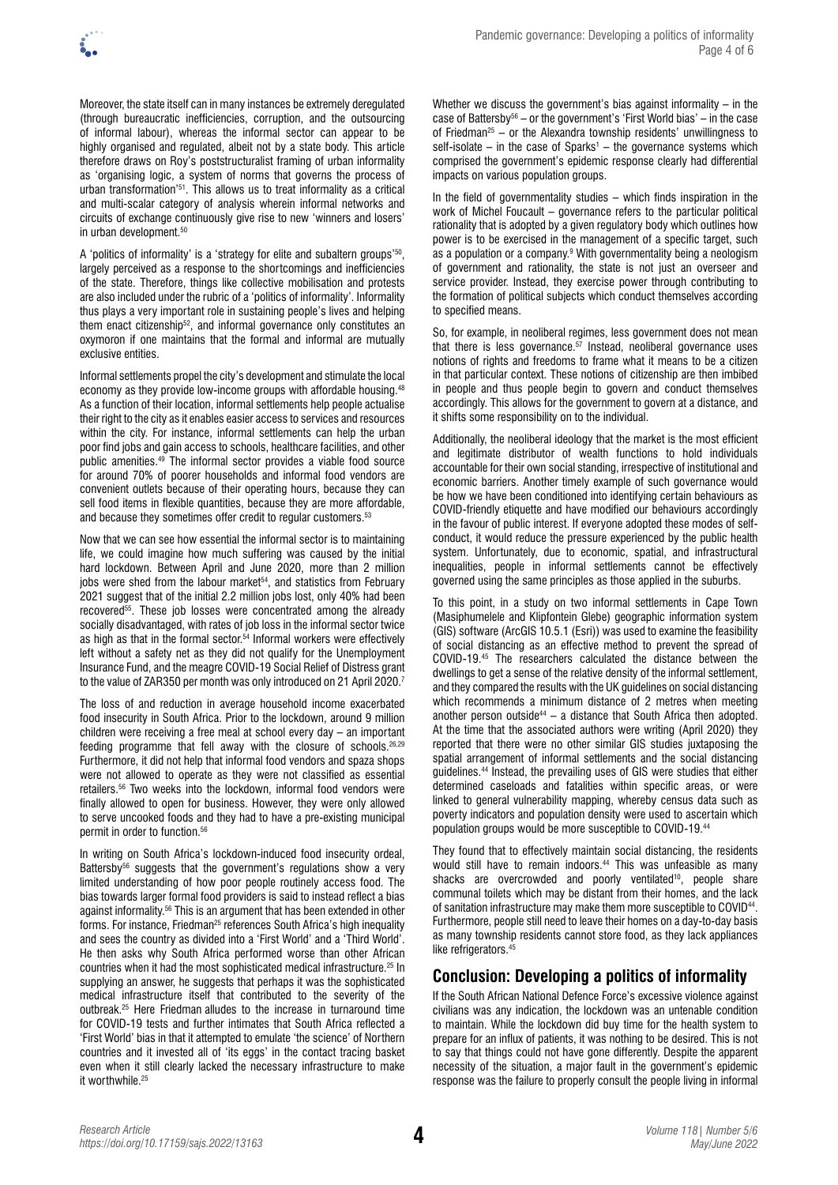Moreover, the state itself can in many instances be extremely deregulated (through bureaucratic inefficiencies, corruption, and the outsourcing of informal labour), whereas the informal sector can appear to be highly organised and regulated, albeit not by a state body. This article therefore draws on Roy's poststructuralist framing of urban informality as 'organising logic, a system of norms that governs the process of urban transformation'[51]. This allows us to treat informality as a critical and multi-scalar category of analysis wherein informal networks and circuits of exchange continuously give rise to new 'winners and losers' in urban development.[50]

A 'politics of informality' is a 'strategy for elite and subaltern groups'[50], largely perceived as a response to the shortcomings and inefficiencies of the state. Therefore, things like collective mobilisation and protests are also included under the rubric of a 'politics of informality'. Informality thus plays a very important role in sustaining people's lives and helping them enact citizenship[52], and informal governance only constitutes an oxymoron if one maintains that the formal and informal are mutually exclusive entities.

Informal settlements propel the city's development and stimulate the local economy as they provide low-income groups with affordable housing.[48] As a function of their location, informal settlements help people actualise their right to the city as it enables easier access to services and resources within the city. For instance, informal settlements can help the urban poor find jobs and gain access to schools, healthcare facilities, and other public amenities.[49] The informal sector provides a viable food source for around 70% of poorer households and informal food vendors are convenient outlets because of their operating hours, because they can sell food items in flexible quantities, because they are more affordable, and because they sometimes offer credit to regular customers.[53]

Now that we can see how essential the informal sector is to maintaining life, we could imagine how much suffering was caused by the initial hard lockdown. Between April and June 2020, more than 2 million jobs were shed from the labour market[54], and statistics from February 2021 suggest that of the initial 2.2 million jobs lost, only 40% had been recovered[55]. These job losses were concentrated among the already socially disadvantaged, with rates of job loss in the informal sector twice as high as that in the formal sector.[54] Informal workers were effectively left without a safety net as they did not qualify for the Unemployment Insurance Fund, and the meagre COVID-19 Social Relief of Distress grant to the value of ZAR350 per month was only introduced on 21 April 2020.[7]

The loss of and reduction in average household income exacerbated food insecurity in South Africa. Prior to the lockdown, around 9 million children were receiving a free meal at school every day – an important feeding programme that fell away with the closure of schools.[26,29] Furthermore, it did not help that informal food vendors and spaza shops were not allowed to operate as they were not classified as essential retailers.[56] Two weeks into the lockdown, informal food vendors were finally allowed to open for business. However, they were only allowed to serve uncooked foods and they had to have a pre-existing municipal permit in order to function.[56]

In writing on South Africa's lockdown-induced food insecurity ordeal, Battersby[56] suggests that the government's regulations show a very limited understanding of how poor people routinely access food. The bias towards larger formal food providers is said to instead reflect a bias against informality.[56] This is an argument that has been extended in other forms. For instance, Friedman[25] references South Africa's high inequality and sees the country as divided into a 'First World' and a 'Third World'. He then asks why South Africa performed worse than other African countries when it had the most sophisticated medical infrastructure.[25] In supplying an answer, he suggests that perhaps it was the sophisticated medical infrastructure itself that contributed to the severity of the outbreak.[25] Here Friedman alludes to the increase in turnaround time for COVID-19 tests and further intimates that South Africa reflected a 'First World' bias in that it attempted to emulate 'the science' of Northern countries and it invested all of 'its eggs' in the contact tracing basket even when it still clearly lacked the necessary infrastructure to make it worthwhile.[25]

Whether we discuss the government's bias against informality – in the case of Battersby[56] – or the government's 'First World bias' – in the case of Friedman[25] – or the Alexandra township residents' unwillingness to self-isolate – in the case of Sparks[1] – the governance systems which comprised the government's epidemic response clearly had differential impacts on various population groups.

In the field of governmentality studies – which finds inspiration in the work of Michel Foucault – governance refers to the particular political rationality that is adopted by a given regulatory body which outlines how power is to be exercised in the management of a specific target, such as a population or a company.[9] With governmentality being a neologism of government and rationality, the state is not just an overseer and service provider. Instead, they exercise power through contributing to the formation of political subjects which conduct themselves according to specified means.

So, for example, in neoliberal regimes, less government does not mean that there is less governance.[57] Instead, neoliberal governance uses notions of rights and freedoms to frame what it means to be a citizen in that particular context. These notions of citizenship are then imbibed in people and thus people begin to govern and conduct themselves accordingly. This allows for the government to govern at a distance, and it shifts some responsibility on to the individual.

Additionally, the neoliberal ideology that the market is the most efficient and legitimate distributor of wealth functions to hold individuals accountable for their own social standing, irrespective of institutional and economic barriers. Another timely example of such governance would be how we have been conditioned into identifying certain behaviours as COVID-friendly etiquette and have modified our behaviours accordingly in the favour of public interest. If everyone adopted these modes of self-conduct, it would reduce the pressure experienced by the public health system. Unfortunately, due to economic, spatial, and infrastructural inequalities, people in informal settlements cannot be effectively governed using the same principles as those applied in the suburbs.

To this point, in a study on two informal settlements in Cape Town (Masiphumelele and Klipfontein Glebe) geographic information system (GIS) software (ArcGIS 10.5.1 (Esri)) was used to examine the feasibility of social distancing as an effective method to prevent the spread of COVID-19.[45] The researchers calculated the distance between the dwellings to get a sense of the relative density of the informal settlement, and they compared the results with the UK guidelines on social distancing which recommends a minimum distance of 2 metres when meeting another person outside[44] – a distance that South Africa then adopted. At the time that the associated authors were writing (April 2020) they reported that there were no other similar GIS studies juxtaposing the spatial arrangement of informal settlements and the social distancing guidelines.[44] Instead, the prevailing uses of GIS were studies that either determined caseloads and fatalities within specific areas, or were linked to general vulnerability mapping, whereby census data such as poverty indicators and population density were used to ascertain which population groups would be more susceptible to COVID-19.[44]

They found that to effectively maintain social distancing, the residents would still have to remain indoors.[44] This was unfeasible as many shacks are overcrowded and poorly ventilated[10], people share communal toilets which may be distant from their homes, and the lack of sanitation infrastructure may make them more susceptible to COVID[44]. Furthermore, people still need to leave their homes on a day-to-day basis as many township residents cannot store food, as they lack appliances like refrigerators.[45]

## Conclusion: Developing a politics of informality

If the South African National Defence Force's excessive violence against civilians was any indication, the lockdown was an untenable condition to maintain. While the lockdown did buy time for the health system to prepare for an influx of patients, it was nothing to be desired. This is not to say that things could not have gone differently. Despite the apparent necessity of the situation, a major fault in the government's epidemic response was the failure to properly consult the people living in informal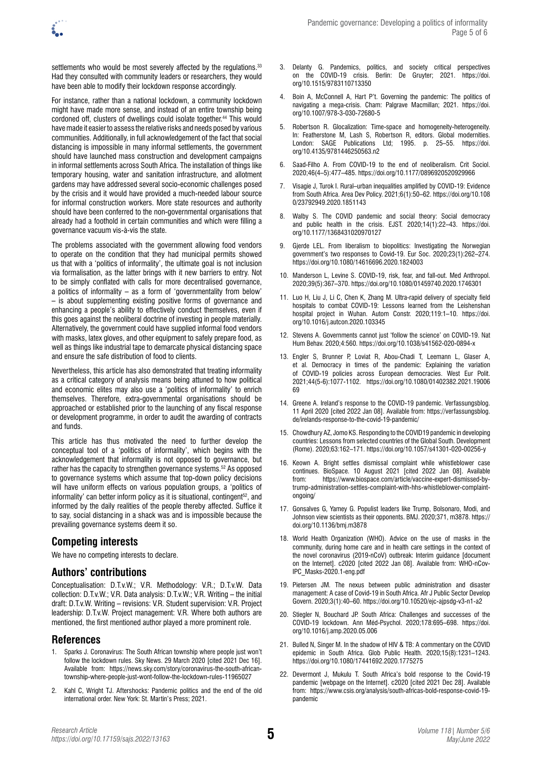settlements who would be most severely affected by the regulations.[33] Had they consulted with community leaders or researchers, they would have been able to modify their lockdown response accordingly.

For instance, rather than a national lockdown, a community lockdown might have made more sense, and instead of an entire township being cordoned off, clusters of dwellings could isolate together.[44] This would have made it easier to assess the relative risks and needs posed by various communities. Additionally, in full acknowledgement of the fact that social distancing is impossible in many informal settlements, the government should have launched mass construction and development campaigns in informal settlements across South Africa. The installation of things like temporary housing, water and sanitation infrastructure, and allotment gardens may have addressed several socio-economic challenges posed by the crisis and it would have provided a much-needed labour source for informal construction workers. More state resources and authority should have been conferred to the non-governmental organisations that already had a foothold in certain communities and which were filling a governance vacuum vis-à-vis the state.

The problems associated with the government allowing food vendors to operate on the condition that they had municipal permits showed us that with a 'politics of informality', the ultimate goal is not inclusion via formalisation, as the latter brings with it new barriers to entry. Not to be simply conflated with calls for more decentralised governance, a politics of informality – as a form of 'governmentality from below' – is about supplementing existing positive forms of governance and enhancing a people's ability to effectively conduct themselves, even if this goes against the neoliberal doctrine of investing in people materially. Alternatively, the government could have supplied informal food vendors with masks, latex gloves, and other equipment to safely prepare food, as well as things like industrial tape to demarcate physical distancing space and ensure the safe distribution of food to clients.

Nevertheless, this article has also demonstrated that treating informality as a critical category of analysis means being attuned to how political and economic elites may also use a 'politics of informality' to enrich themselves. Therefore, extra-governmental organisations should be approached or established prior to the launching of any fiscal response or development programme, in order to audit the awarding of contracts and funds.

This article has thus motivated the need to further develop the conceptual tool of a 'politics of informality', which begins with the acknowledgement that informality is not opposed to governance, but rather has the capacity to strengthen governance systems.[52] As opposed to governance systems which assume that top-down policy decisions will have uniform effects on various population groups, a 'politics of informality' can better inform policy as it is situational, contingent[52], and informed by the daily realities of the people thereby affected. Suffice it to say, social distancing in a shack was and is impossible because the prevailing governance systems deem it so.

## Competing interests

We have no competing interests to declare.

## Authors' contributions

Conceptualisation: D.T.v.W.; V.R. Methodology: V.R.; D.T.v.W. Data collection: D.T.v.W.; V.R. Data analysis: D.T.v.W.; V.R. Writing – the initial draft: D.T.v.W. Writing – revisions: V.R. Student supervision: V.R. Project leadership: D.T.v.W. Project management: V.R. Where both authors are mentioned, the first mentioned author played a more prominent role.

## References

1. Sparks J. Coronavirus: The South African township where people just won't follow the lockdown rules. Sky News. 29 March 2020 [cited 2021 Dec 16]. Available from: https://news.sky.com/story/coronavirus-the-south-african-township-where-people-just-wont-follow-the-lockdown-rules-11965027
2. Kahl C, Wright TJ. Aftershocks: Pandemic politics and the end of the old international order. New York: St. Martin's Press; 2021.
3. Delanty G. Pandemics, politics, and society critical perspectives on the COVID-19 crisis. Berlin: De Gruyter; 2021. https://doi.org/10.1515/9783110713350
4. Boin A, McConnell A, Hart P't. Governing the pandemic: The politics of navigating a mega-crisis. Cham: Palgrave Macmillan; 2021. https://doi.org/10.1007/978-3-030-72680-5
5. Robertson R. Glocalization: Time-space and homogeneity-heterogeneity. In: Featherstone M, Lash S, Robertson R, editors. Global modernities. London: SAGE Publications Ltd; 1995. p. 25–55. https://doi.org/10.4135/9781446250563.n2
6. Saad-Filho A. From COVID-19 to the end of neoliberalism. Crit Sociol. 2020;46(4–5):477–485. https://doi.org/10.1177/0896920520929966
7. Visagie J, Turok I. Rural–urban inequalities amplified by COVID-19: Evidence from South Africa. Area Dev Policy. 2021;6(1):50–62. https://doi.org/10.1080/23792949.2020.1851143
8. Walby S. The COVID pandemic and social theory: Social democracy and public health in the crisis. EJST. 2020;14(1):22–43. https://doi.org/10.1177/1368431020970127
9. Gjerde LEL. From liberalism to biopolitics: Investigating the Norwegian government's two responses to Covid-19. Eur Soc. 2020;23(1):262–274. https://doi.org/10.1080/14616696.2020.1824003
10. Manderson L, Levine S. COVID-19, risk, fear, and fall-out. Med Anthropol. 2020;39(5):367–370. https://doi.org/10.1080/01459740.2020.1746301
11. Luo H, Liu J, Li C, Chen K, Zhang M. Ultra-rapid delivery of specialty field hospitals to combat COVID-19: Lessons learned from the Leishenshan hospital project in Wuhan. Autom Constr. 2020;119:1–10. https://doi.org/10.1016/j.autcon.2020.103345
12. Stevens A. Governments cannot just 'follow the science' on COVID-19. Nat Hum Behav. 2020;4:560. https://doi.org/10.1038/s41562-020-0894-x
13. Engler S, Brunner P, Loviat R, Abou-Chadi T, Leemann L, Glaser A, et al. Democracy in times of the pandemic: Explaining the variation of COVID-19 policies across European democracies. West Eur Polit. 2021;44(5-6):1077-1102. https://doi.org/10.1080/01402382.2021.1900669
14. Greene A. Ireland's response to the COVID-19 pandemic. Verfassungsblog. 11 April 2020 [cited 2022 Jan 08]. Available from: https://verfassungsblog.de/irelands-response-to-the-covid-19-pandemic/
15. Chowdhury AZ, Jomo KS. Responding to the COVID19 pandemic in developing countries: Lessons from selected countries of the Global South. Development (Rome). 2020;63:162–171. https://doi.org/10.1057/s41301-020-00256-y
16. Keown A. Bright settles dismissal complaint while whistleblower case continues. BioSpace. 10 August 2021 [cited 2022 Jan 08]. Available from: https://www.biospace.com/article/vaccine-expert-dismissed-by-trump-administration-settles-complaint-with-hhs-whistleblower-complaint-ongoing/
17. Gonsalves G, Yamey G. Populist leaders like Trump, Bolsonaro, Modi, and Johnson view scientists as their opponents. BMJ. 2020;371, m3878. https://doi.org/10.1136/bmj.m3878
18. World Health Organization (WHO). Advice on the use of masks in the community, during home care and in health care settings in the context of the novel coronavirus (2019-nCoV) outbreak: Interim guidance [document on the Internet]. c2020 [cited 2022 Jan 08]. Available from: WHO-nCov-IPC_Masks-2020.1-eng.pdf
19. Pietersen JM. The nexus between public administration and disaster management: A case of Covid-19 in South Africa. Afr J Public Sector Develop Govern. 2020;3(1):40–60. https://doi.org/10.10520/ejc-ajpsdg-v3-n1-a2
20. Stiegler N, Bouchard JP. South Africa: Challenges and successes of the COVID-19 lockdown. Ann Méd-Psychol. 2020;178:695–698. https://doi.org/10.1016/j.amp.2020.05.006
21. Bulled N, Singer M. In the shadow of HIV & TB: A commentary on the COVID epidemic in South Africa. Glob Public Health. 2020;15(8):1231–1243. https://doi.org/10.1080/17441692.2020.1775275
22. Devermont J, Mukulu T. South Africa's bold response to the Covid-19 pandemic [webpage on the Internet]. c2020 [cited 2021 Dec 28]. Available from: https://www.csis.org/analysis/south-africas-bold-response-covid-19-pandemic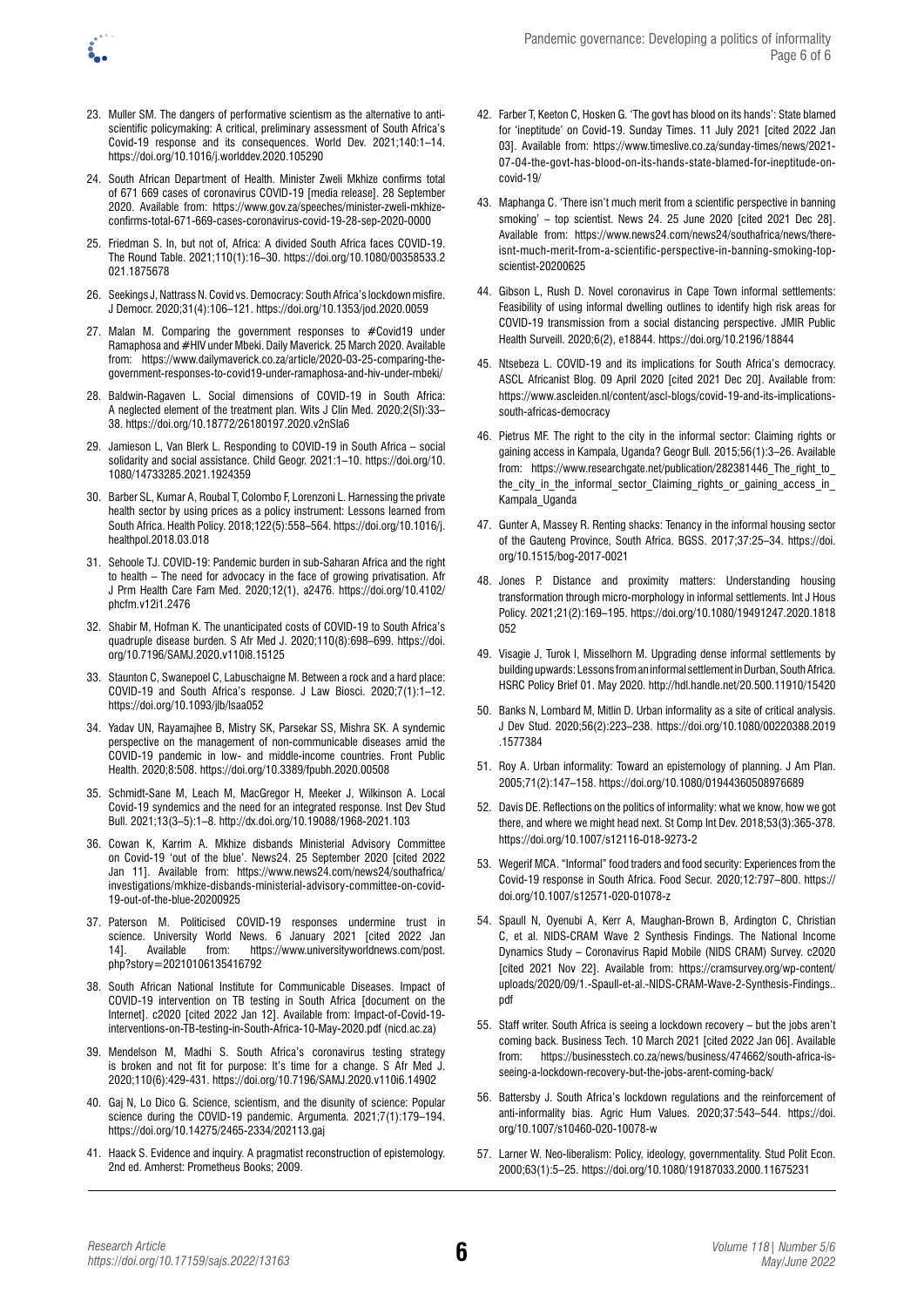23. Muller SM. The dangers of performative scientism as the alternative to anti-scientific policymaking: A critical, preliminary assessment of South Africa's Covid-19 response and its consequences. World Dev. 2021;140:1–14. https://doi.org/10.1016/j.worlddev.2020.105290
24. South African Department of Health. Minister Zweli Mkhize confirms total of 671 669 cases of coronavirus COVID-19 [media release]. 28 September 2020. Available from: https://www.gov.za/speeches/minister-zweli-mkhize-confirms-total-671-669-cases-coronavirus-covid-19-28-sep-2020-0000
25. Friedman S. In, but not of, Africa: A divided South Africa faces COVID-19. The Round Table. 2021;110(1):16–30. https://doi.org/10.1080/00358533.2021.1875678
26. Seekings J, Nattrass N. Covid vs. Democracy: South Africa's lockdown misfire. J Democr. 2020;31(4):106–121. https://doi.org/10.1353/jod.2020.0059
27. Malan M. Comparing the government responses to #Covid19 under Ramaphosa and #HIV under Mbeki. Daily Maverick. 25 March 2020. Available from: https://www.dailymaverick.co.za/article/2020-03-25-comparing-the-government-responses-to-covid19-under-ramaphosa-and-hiv-under-mbeki/
28. Baldwin-Ragaven L. Social dimensions of COVID-19 in South Africa: A neglected element of the treatment plan. Wits J Clin Med. 2020;2(SI):33–38. https://doi.org/10.18772/26180197.2020.v2nSIa6
29. Jamieson L, Van Blerk L. Responding to COVID-19 in South Africa – social solidarity and social assistance. Child Geogr. 2021:1–10. https://doi.org/10.1080/14733285.2021.1924359
30. Barber SL, Kumar A, Roubal T, Colombo F, Lorenzoni L. Harnessing the private health sector by using prices as a policy instrument: Lessons learned from South Africa. Health Policy. 2018;122(5):558–564. https://doi.org/10.1016/j.healthpol.2018.03.018
31. Sehoole TJ. COVID-19: Pandemic burden in sub-Saharan Africa and the right to health – The need for advocacy in the face of growing privatisation. Afr J Prm Health Care Fam Med. 2020;12(1), a2476. https://doi.org/10.4102/phcfm.v12i1.2476
32. Shabir M, Hofman K. The unanticipated costs of COVID-19 to South Africa's quadruple disease burden. S Afr Med J. 2020;110(8):698–699. https://doi.org/10.7196/SAMJ.2020.v110i8.15125
33. Staunton C, Swanepoel C, Labuschaigne M. Between a rock and a hard place: COVID-19 and South Africa's response. J Law Biosci. 2020;7(1):1–12. https://doi.org/10.1093/jlb/lsaa052
34. Yadav UN, Rayamajhee B, Mistry SK, Parsekar SS, Mishra SK. A syndemic perspective on the management of non-communicable diseases amid the COVID-19 pandemic in low- and middle-income countries. Front Public Health. 2020;8:508. https://doi.org/10.3389/fpubh.2020.00508
35. Schmidt-Sane M, Leach M, MacGregor H, Meeker J, Wilkinson A. Local Covid-19 syndemics and the need for an integrated response. Inst Dev Stud Bull. 2021;13(3–5):1–8. http://dx.doi.org/10.19088/1968-2021.103
36. Cowan K, Karrim A. Mkhize disbands Ministerial Advisory Committee on Covid-19 'out of the blue'. News24. 25 September 2020 [cited 2022 Jan 11]. Available from: https://www.news24.com/news24/southafrica/investigations/mkhize-disbands-ministerial-advisory-committee-on-covid-19-out-of-the-blue-20200925
37. Paterson M. Politicised COVID-19 responses undermine trust in science. University World News. 6 January 2021 [cited 2022 Jan 14]. Available from: https://www.universityworldnews.com/post.php?story=20210106135416792
38. South African National Institute for Communicable Diseases. Impact of COVID-19 intervention on TB testing in South Africa [document on the Internet]. c2020 [cited 2022 Jan 12]. Available from: Impact-of-Covid-19-interventions-on-TB-testing-in-South-Africa-10-May-2020.pdf (nicd.ac.za)
39. Mendelson M, Madhi S. South Africa's coronavirus testing strategy is broken and not fit for purpose: It's time for a change. S Afr Med J. 2020;110(6):429-431. https://doi.org/10.7196/SAMJ.2020.v110i6.14902
40. Gaj N, Lo Dico G. Science, scientism, and the disunity of science: Popular science during the COVID-19 pandemic. Argumenta. 2021;7(1):179–194. https://doi.org/10.14275/2465-2334/202113.gaj
41. Haack S. Evidence and inquiry. A pragmatist reconstruction of epistemology. 2nd ed. Amherst: Prometheus Books; 2009.
42. Farber T, Keeton C, Hosken G. 'The govt has blood on its hands': State blamed for 'ineptitude' on Covid-19. Sunday Times. 11 July 2021 [cited 2022 Jan 03]. Available from: https://www.timeslive.co.za/sunday-times/news/2021-07-04-the-govt-has-blood-on-its-hands-state-blamed-for-ineptitude-on-covid-19/
43. Maphanga C. 'There isn't much merit from a scientific perspective in banning smoking' – top scientist. News 24. 25 June 2020 [cited 2021 Dec 28]. Available from: https://www.news24.com/news24/southafrica/news/there-isnt-much-merit-from-a-scientific-perspective-in-banning-smoking-top-scientist-20200625
44. Gibson L, Rush D. Novel coronavirus in Cape Town informal settlements: Feasibility of using informal dwelling outlines to identify high risk areas for COVID-19 transmission from a social distancing perspective. JMIR Public Health Surveill. 2020;6(2), e18844. https://doi.org/10.2196/18844
45. Ntsebeza L. COVID-19 and its implications for South Africa's democracy. ASCL Africanist Blog. 09 April 2020 [cited 2021 Dec 20]. Available from: https://www.ascleiden.nl/content/ascl-blogs/covid-19-and-its-implications-south-africas-democracy
46. Pietrus MF. The right to the city in the informal sector: Claiming rights or gaining access in Kampala, Uganda? Geogr Bull. 2015;56(1):3–26. Available from: https://www.researchgate.net/publication/282381446_The_right_to_the_city_in_the_informal_sector_Claiming_rights_or_gaining_access_in_Kampala_Uganda
47. Gunter A, Massey R. Renting shacks: Tenancy in the informal housing sector of the Gauteng Province, South Africa. BGSS. 2017;37:25–34. https://doi.org/10.1515/bog-2017-0021
48. Jones P. Distance and proximity matters: Understanding housing transformation through micro-morphology in informal settlements. Int J Hous Policy. 2021;21(2):169–195. https://doi.org/10.1080/19491247.2020.1818052
49. Visagie J, Turok I, Misselhorn M. Upgrading dense informal settlements by building upwards: Lessons from an informal settlement in Durban, South Africa. HSRC Policy Brief 01. May 2020. http://hdl.handle.net/20.500.11910/15420
50. Banks N, Lombard M, Mitlin D. Urban informality as a site of critical analysis. J Dev Stud. 2020;56(2):223–238. https://doi.org/10.1080/00220388.2019.1577384
51. Roy A. Urban informality: Toward an epistemology of planning. J Am Plan. 2005;71(2):147–158. https://doi.org/10.1080/01944360508976689
52. Davis DE. Reflections on the politics of informality: what we know, how we got there, and where we might head next. St Comp Int Dev. 2018;53(3):365-378. https://doi.org/10.1007/s12116-018-9273-2
53. Wegerif MCA. "Informal" food traders and food security: Experiences from the Covid-19 response in South Africa. Food Secur. 2020;12:797–800. https://doi.org/10.1007/s12571-020-01078-z
54. Spaull N, Oyenubi A, Kerr A, Maughan-Brown B, Ardington C, Christian C, et al. NIDS-CRAM Wave 2 Synthesis Findings. The National Income Dynamics Study – Coronavirus Rapid Mobile (NIDS CRAM) Survey. c2020 [cited 2021 Nov 22]. Available from: https://cramsurvey.org/wp-content/uploads/2020/09/1.-Spaull-et-al.-NIDS-CRAM-Wave-2-Synthesis-Findings..pdf
55. Staff writer. South Africa is seeing a lockdown recovery – but the jobs aren't coming back. Business Tech. 10 March 2021 [cited 2022 Jan 06]. Available from: https://businesstech.co.za/news/business/474662/south-africa-is-seeing-a-lockdown-recovery-but-the-jobs-arent-coming-back/
56. Battersby J. South Africa's lockdown regulations and the reinforcement of anti-informality bias. Agric Hum Values. 2020;37:543–544. https://doi.org/10.1007/s10460-020-10078-w
57. Larner W. Neo-liberalism: Policy, ideology, governmentality. Stud Polit Econ. 2000;63(1):5–25. https://doi.org/10.1080/19187033.2000.11675231